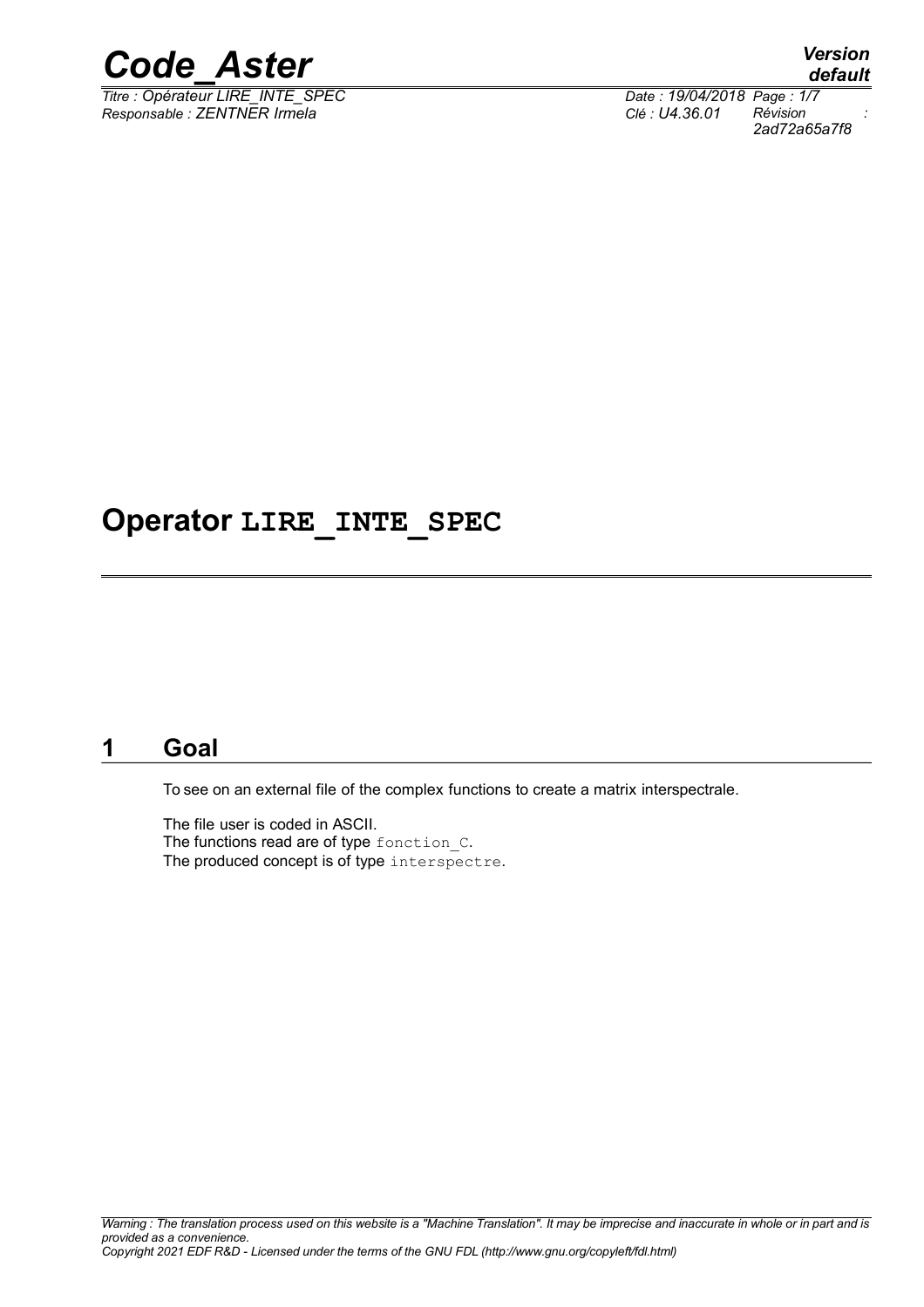# Operator LIRE_INTE_SPEC

## 1 Goal

To see on an external file of the complex functions to create a matrix interspectrale.

The file user is coded in ASCII.
The functions read are of type fonction_C.
The produced concept is of type interspectre.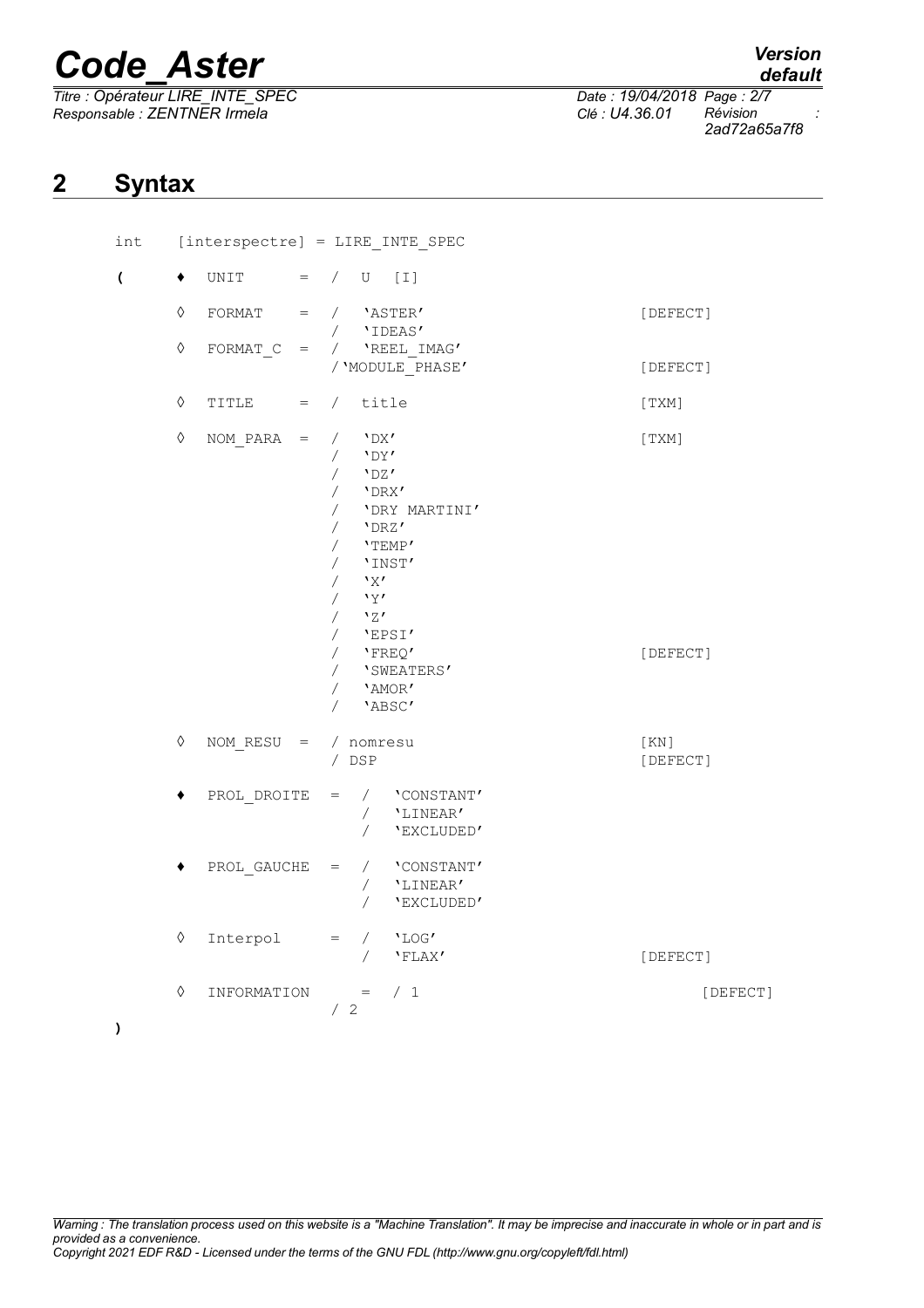## 2 Syntax

```
int     [interspectre] = LIRE_INTE_SPEC

(   ♦   UNIT      =  /  U   [I]

    ◊   FORMAT    =  /  'ASTER'                    [DEFECT]
                     /  'IDEAS'
    ◊   FORMAT_C  =  /  'REEL_IMAG'
                     /'MODULE_PHASE'               [DEFECT]

    ◊   TITLE     =  /  title                      [TXM]

    ◊   NOM_PARA  =  /  'DX'                       [TXM]
                     /  'DY'
                     /  'DZ'
                     /  'DRX'
                     /  'DRY MARTINI'
                     /  'DRZ'
                     /  'TEMP'
                     /  'INST'
                     /  'X'
                     /  'Y'
                     /  'Z'
                     /  'EPSI'
                     /  'FREQ'                     [DEFECT]
                     /  'SWEATERS'
                     /  'AMOR'
                     /  'ABSC'

    ◊   NOM_RESU  =  / nomresu                     [KN]
                     / DSP                         [DEFECT]

    ♦   PROL_DROITE  =  /  'CONSTANT'
                        /  'LINEAR'
                        /  'EXCLUDED'

    ♦   PROL_GAUCHE  =  /  'CONSTANT'
                        /  'LINEAR'
                        /  'EXCLUDED'

    ◊   Interpol     =  /  'LOG'
                        /  'FLAX'                  [DEFECT]

    ◊   INFORMATION     =  / 1                        [DEFECT]
                     / 2
)
```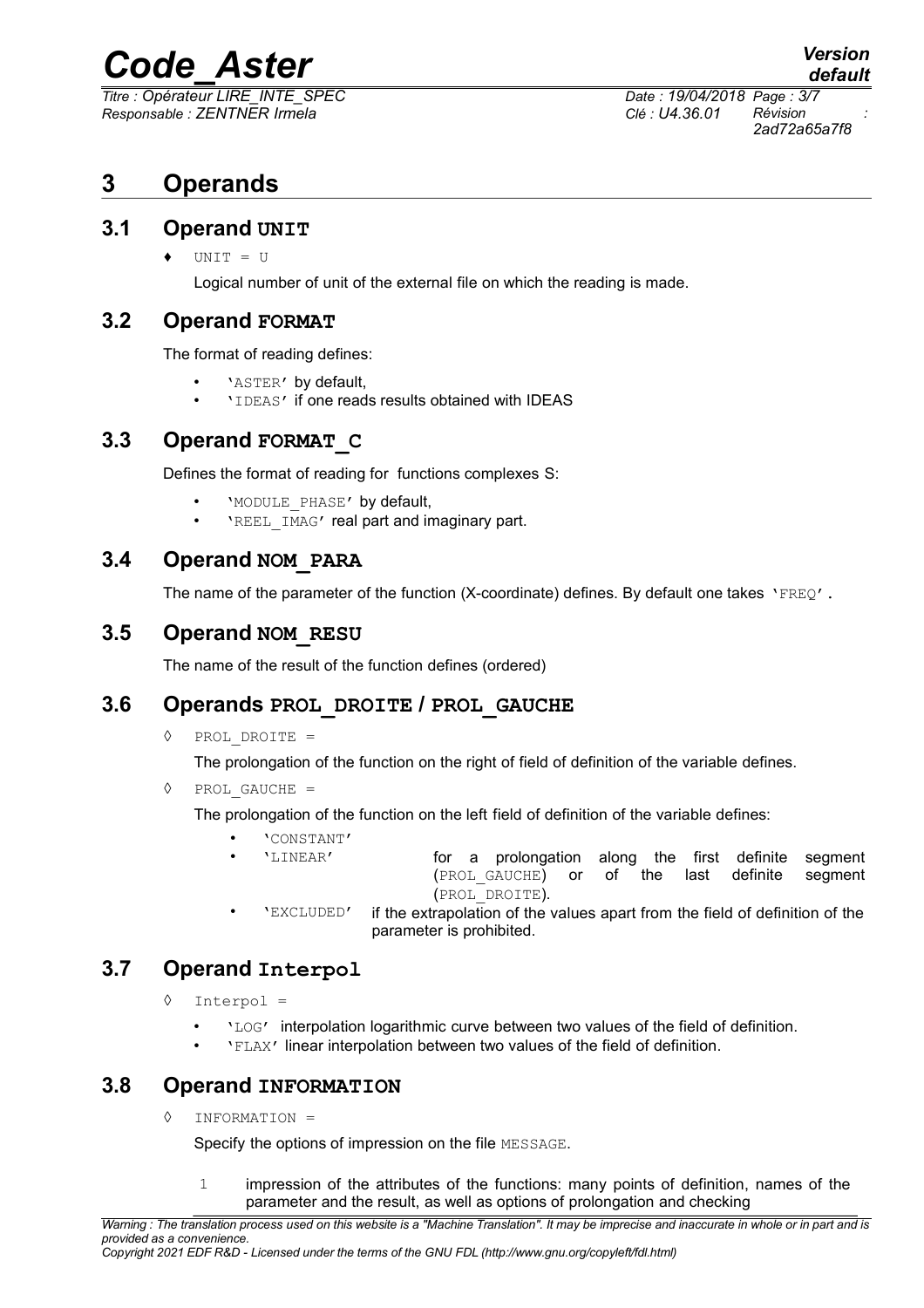# 3 Operands

## 3.1 Operand UNIT

♦ UNIT = U

Logical number of unit of the external file on which the reading is made.

## 3.2 Operand FORMAT

The format of reading defines:

- 'ASTER' by default,
- 'IDEAS' if one reads results obtained with IDEAS

## 3.3 Operand FORMAT_C

Defines the format of reading for functions complexes S:

- 'MODULE_PHASE' by default,
- 'REEL_IMAG' real part and imaginary part.

## 3.4 Operand NOM_PARA

The name of the parameter of the function (X-coordinate) defines. By default one takes 'FREQ'.

## 3.5 Operand NOM_RESU

The name of the result of the function defines (ordered)

## 3.6 Operands PROL_DROITE / PROL_GAUCHE

◊ PROL_DROITE =

The prolongation of the function on the right of field of definition of the variable defines.

◊ PROL_GAUCHE =

The prolongation of the function on the left field of definition of the variable defines:

- 'CONSTANT'
- 'LINEAR' for a prolongation along the first definite segment (PROL_GAUCHE) or of the last definite segment (PROL_DROITE).
- 'EXCLUDED' if the extrapolation of the values apart from the field of definition of the parameter is prohibited.

## 3.7 Operand Interpol

◊ Interpol =

- 'LOG' interpolation logarithmic curve between two values of the field of definition.
- 'FLAX' linear interpolation between two values of the field of definition.

## 3.8 Operand INFORMATION

◊ INFORMATION =

Specify the options of impression on the file MESSAGE.

1 impression of the attributes of the functions: many points of definition, names of the parameter and the result, as well as options of prolongation and checking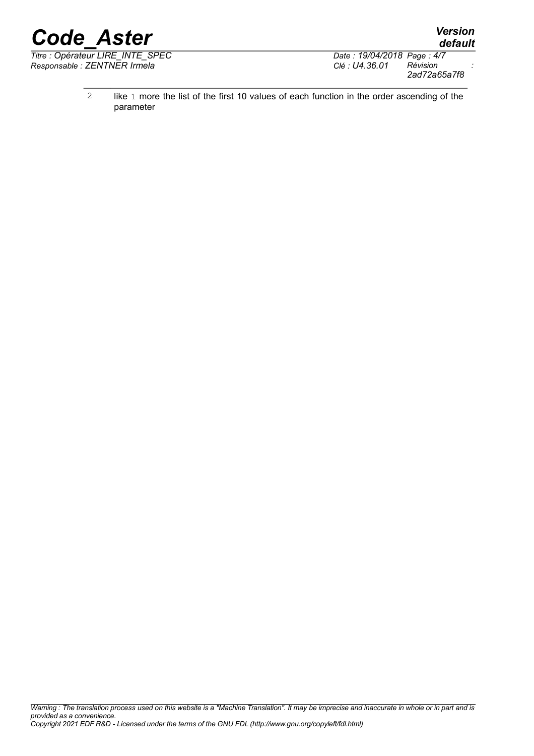| | |
|---|---|
| 2 | like 1 more the list of the first 10 values of each function in the order ascending of the parameter |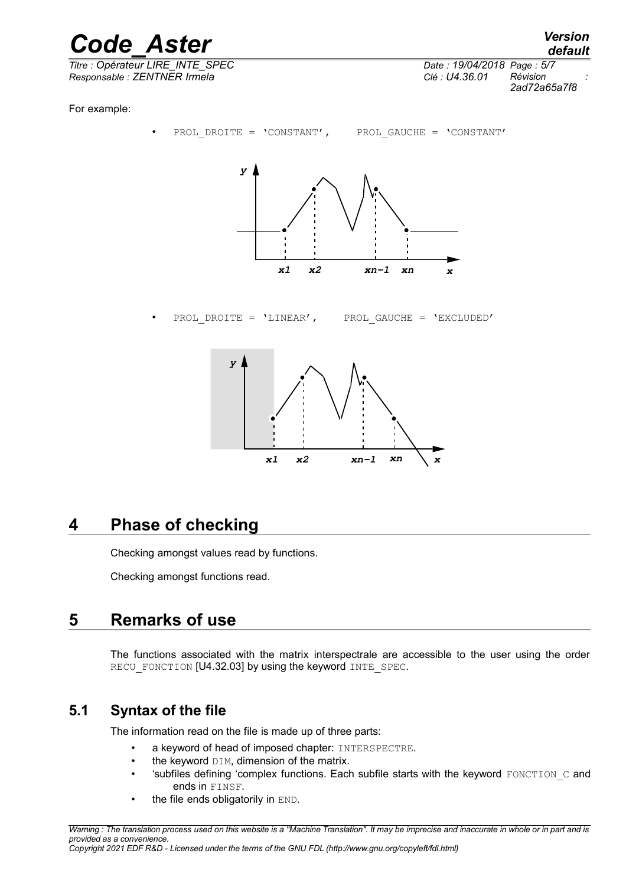For example:

- `PROL_DROITE = 'CONSTANT',     PROL_GAUCHE = 'CONSTANT'`

- `PROL_DROITE = 'LINEAR',     PROL_GAUCHE = 'EXCLUDED'`

# 4 Phase of checking

Checking amongst values read by functions.

Checking amongst functions read.

# 5 Remarks of use

The functions associated with the matrix interspectrale are accessible to the user using the order RECU_FONCTION [U4.32.03] by using the keyword INTE_SPEC.

## 5.1 Syntax of the file

The information read on the file is made up of three parts:

- a keyword of head of imposed chapter: INTERSPECTRE.
- the keyword DIM, dimension of the matrix.
- 'subfiles defining 'complex functions. Each subfile starts with the keyword FONCTION_C and ends in FINSF.
- the file ends obligatorily in END.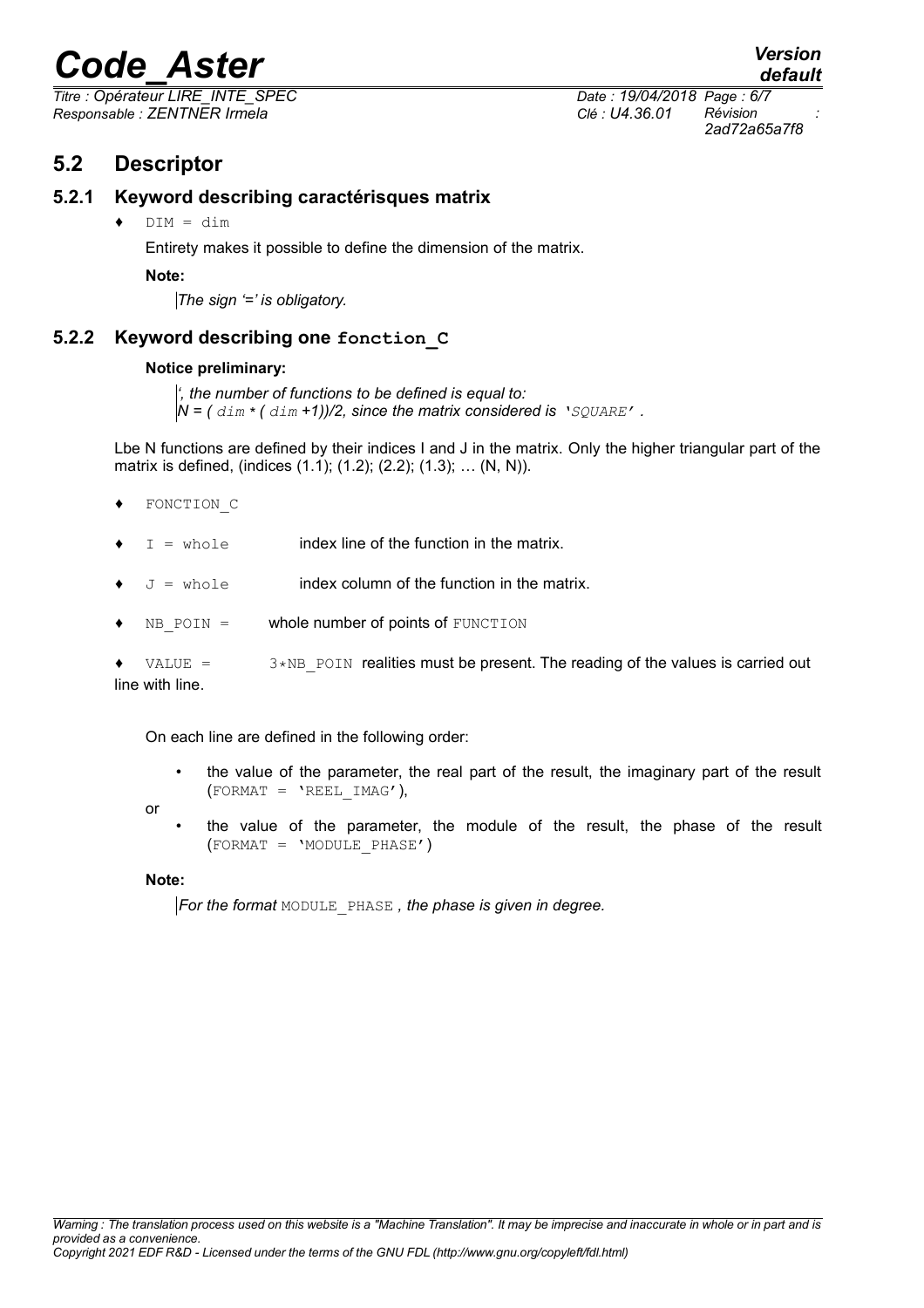## 5.2 Descriptor

### 5.2.1 Keyword describing caractérisques matrix

♦ `DIM = dim`

Entirety makes it possible to define the dimension of the matrix.

**Note:**

*The sign '=' is obligatory.*

### 5.2.2 Keyword describing one **`fonction_C`**

**Notice preliminary:**

*', the number of functions to be defined is equal to:*
*N = ( `dim` * ( `dim` +1))/2, since the matrix considered is `'SQUARE'` .*

Lbe N functions are defined by their indices I and J in the matrix. Only the higher triangular part of the matrix is defined, (indices (1.1); (1.2); (2.2); (1.3); … (N, N)).

♦ `FONCTION_C`

♦ `I = whole` index line of the function in the matrix.

♦ `J = whole` index column of the function in the matrix.

♦ `NB_POIN =` whole number of points of `FUNCTION`

♦ `VALUE =` `3*NB_POIN` realities must be present. The reading of the values is carried out line with line.

On each line are defined in the following order:

- the value of the parameter, the real part of the result, the imaginary part of the result (`FORMAT = 'REEL_IMAG'`),

or

- the value of the parameter, the module of the result, the phase of the result (`FORMAT = 'MODULE_PHASE'`)

**Note:**

*For the format* `MODULE_PHASE` *, the phase is given in degree.*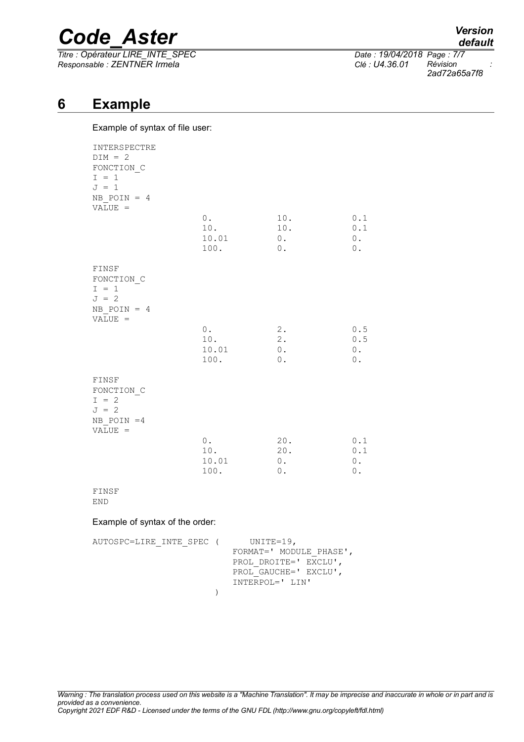# 6 Example

Example of syntax of file user:

```
INTERSPECTRE
DIM = 2
FONCTION_C
I = 1
J = 1
NB_POIN = 4
VALUE =
                    0.          10.         0.1
                    10.         10.         0.1
                    10.01       0.          0.
                    100.        0.          0.

FINSF
FONCTION_C
I = 1
J = 2
NB_POIN = 4
VALUE =
                    0.          2.          0.5
                    10.         2.          0.5
                    10.01       0.          0.
                    100.        0.          0.

FINSF
FONCTION_C
I = 2
J = 2
NB_POIN =4
VALUE =
                    0.          20.         0.1
                    10.         20.         0.1
                    10.01       0.          0.
                    100.        0.          0.

FINSF
END
```

Example of syntax of the order:

```
AUTOSPC=LIRE_INTE_SPEC (      UNITE=19,
                          FORMAT=' MODULE_PHASE',
                          PROL_DROITE=' EXCLU',
                          PROL_GAUCHE=' EXCLU',
                          INTERPOL=' LIN'
                        )
```